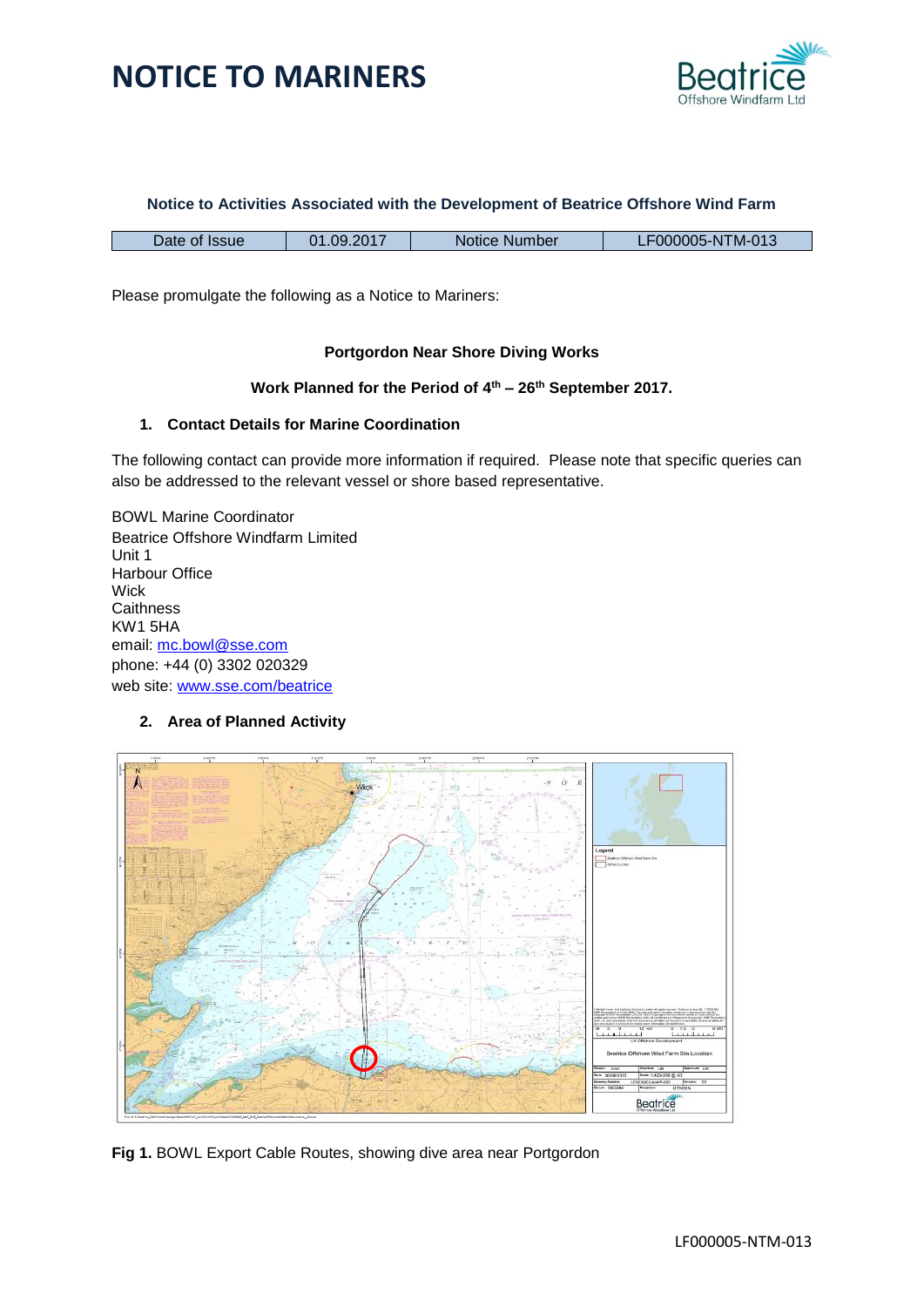# NOTICE TO MARINERS

**Notice to Activities Associated with the Development of Beatrice Offshore Wind Farm**

| Date of Issue | 01.09.2017 | Notice Number | LF000005-NTM-013 |
|---|---|---|---|

Please promulgate the following as a Notice to Mariners:

**Portgordon Near Shore Diving Works**

**Work Planned for the Period of 4th – 26th September 2017.**

## 1. Contact Details for Marine Coordination

The following contact can provide more information if required. Please note that specific queries can also be addressed to the relevant vessel or shore based representative.

BOWL Marine Coordinator
Beatrice Offshore Windfarm Limited
Unit 1
Harbour Office
Wick
Caithness
KW1 5HA
email: mc.bowl@sse.com
phone: +44 (0) 3302 020329
web site: www.sse.com/beatrice

## 2. Area of Planned Activity

**Fig 1.** BOWL Export Cable Routes, showing dive area near Portgordon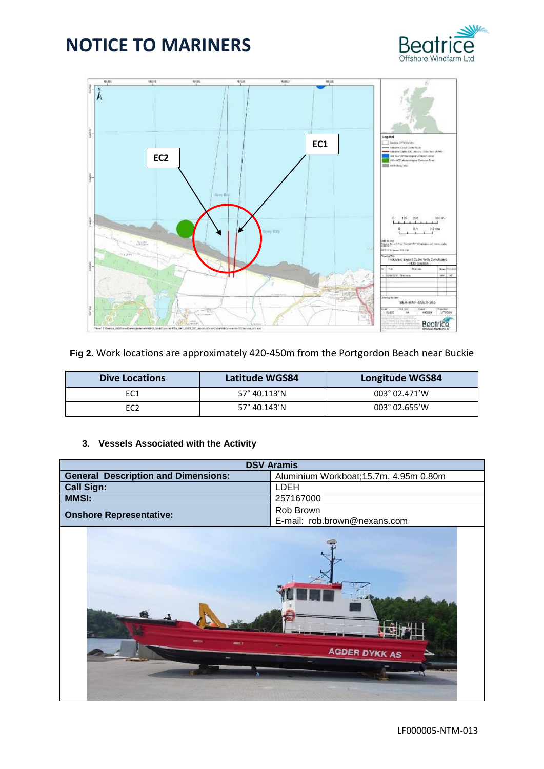# NOTICE TO MARINERS

**Fig 2.** Work locations are approximately 420-450m from the Portgordon Beach near Buckie

| Dive Locations | Latitude WGS84 | Longitude WGS84 |
|---|---|---|
| EC1 | 57° 40.113'N | 003° 02.471'W |
| EC2 | 57° 40.143'N | 003° 02.655'W |

### 3. Vessels Associated with the Activity

| DSV Aramis | |
|---|---|
| **General Description and Dimensions:** | Aluminium Workboat;15.7m, 4.95m 0.80m |
| **Call Sign:** | LDEH |
| **MMSI:** | 257167000 |
| **Onshore Representative:** | Rob Brown<br>E-mail: rob.brown@nexans.com |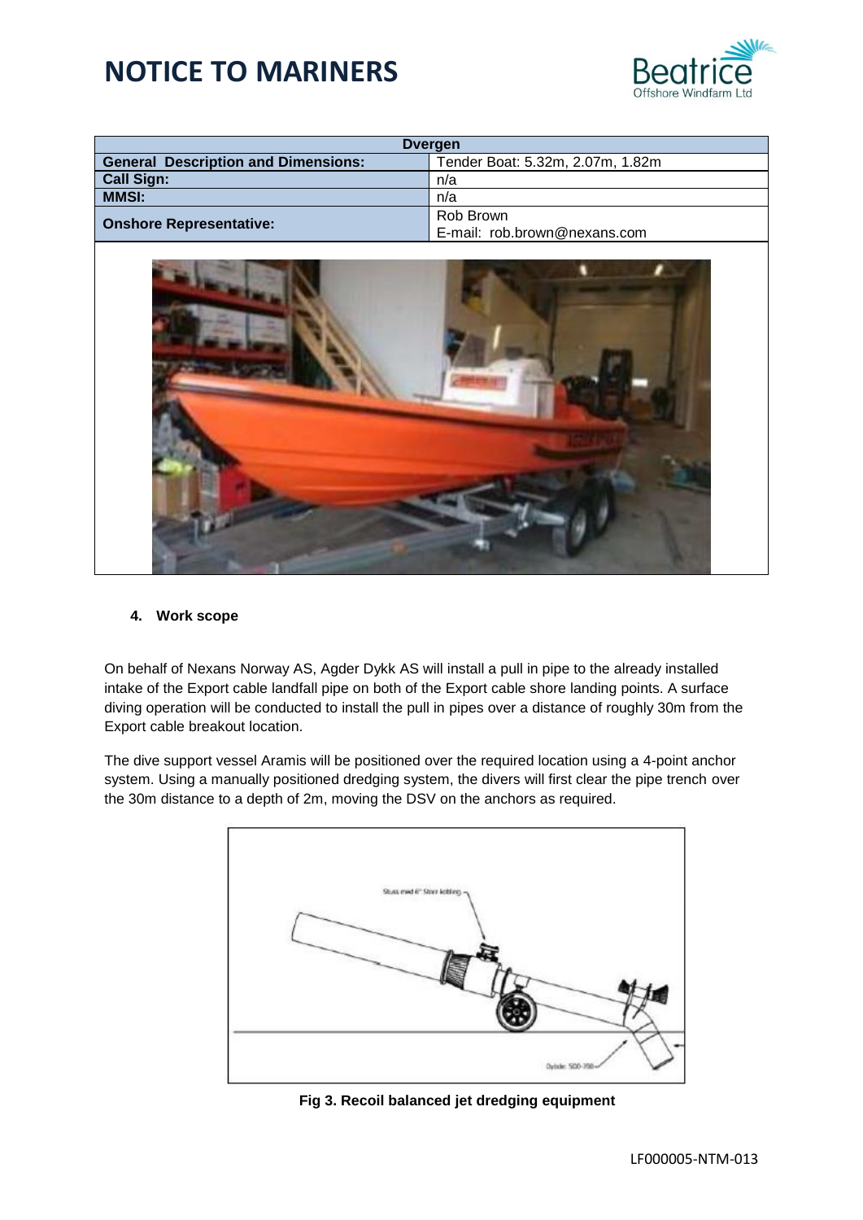| Dvergen | |
|---|---|
| **General Description and Dimensions:** | Tender Boat: 5.32m, 2.07m, 1.82m |
| **Call Sign:** | n/a |
| **MMSI:** | n/a |
| **Onshore Representative:** | Rob Brown<br>E-mail: rob.brown@nexans.com |

#### 4. Work scope

On behalf of Nexans Norway AS, Agder Dykk AS will install a pull in pipe to the already installed intake of the Export cable landfall pipe on both of the Export cable shore landing points. A surface diving operation will be conducted to install the pull in pipes over a distance of roughly 30m from the Export cable breakout location.

The dive support vessel Aramis will be positioned over the required location using a 4-point anchor system. Using a manually positioned dredging system, the divers will first clear the pipe trench over the 30m distance to a depth of 2m, moving the DSV on the anchors as required.

**Fig 3. Recoil balanced jet dredging equipment**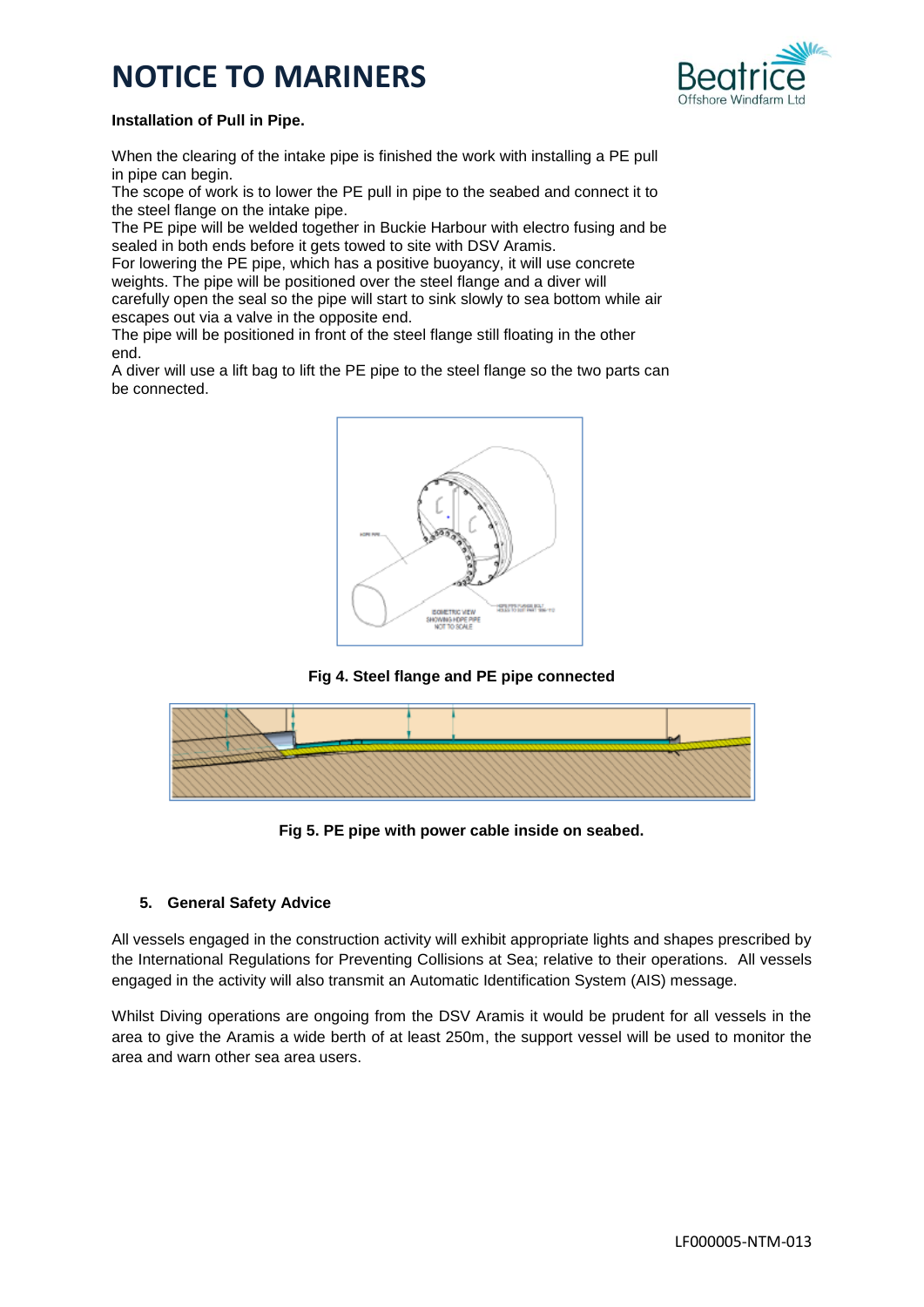**Installation of Pull in Pipe.**

When the clearing of the intake pipe is finished the work with installing a PE pull in pipe can begin.
The scope of work is to lower the PE pull in pipe to the seabed and connect it to the steel flange on the intake pipe.
The PE pipe will be welded together in Buckie Harbour with electro fusing and be sealed in both ends before it gets towed to site with DSV Aramis.
For lowering the PE pipe, which has a positive buoyancy, it will use concrete weights. The pipe will be positioned over the steel flange and a diver will carefully open the seal so the pipe will start to sink slowly to sea bottom while air escapes out via a valve in the opposite end.
The pipe will be positioned in front of the steel flange still floating in the other end.
A diver will use a lift bag to lift the PE pipe to the steel flange so the two parts can be connected.

**Fig 4. Steel flange and PE pipe connected**

**Fig 5. PE pipe with power cable inside on seabed.**

## 5. General Safety Advice

All vessels engaged in the construction activity will exhibit appropriate lights and shapes prescribed by the International Regulations for Preventing Collisions at Sea; relative to their operations. All vessels engaged in the activity will also transmit an Automatic Identification System (AIS) message.

Whilst Diving operations are ongoing from the DSV Aramis it would be prudent for all vessels in the area to give the Aramis a wide berth of at least 250m, the support vessel will be used to monitor the area and warn other sea area users.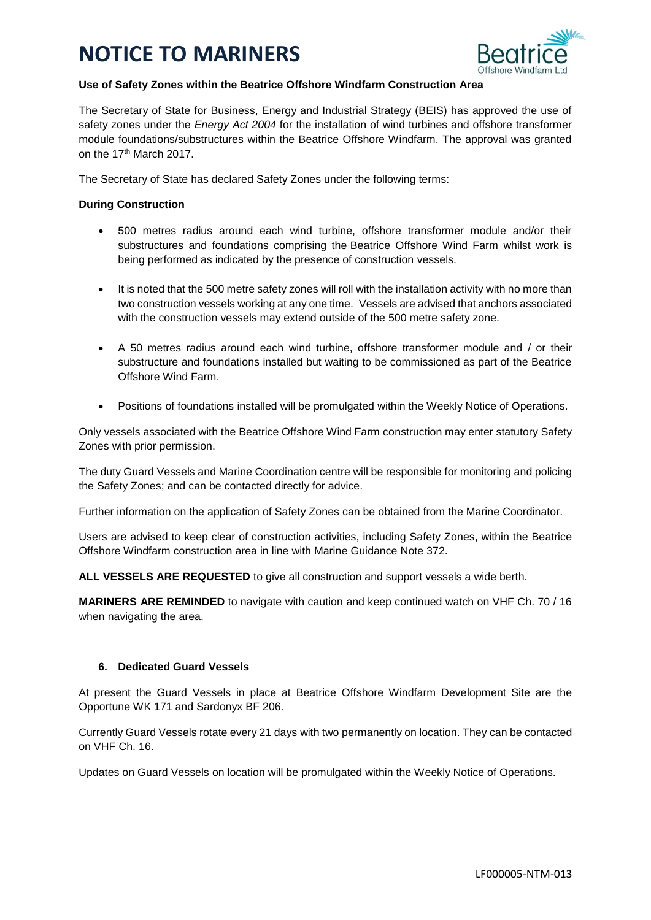# NOTICE TO MARINERS

**Use of Safety Zones within the Beatrice Offshore Windfarm Construction Area**

The Secretary of State for Business, Energy and Industrial Strategy (BEIS) has approved the use of safety zones under the *Energy Act 2004* for the installation of wind turbines and offshore transformer module foundations/substructures within the Beatrice Offshore Windfarm. The approval was granted on the 17th March 2017.

The Secretary of State has declared Safety Zones under the following terms:

**During Construction**

- 500 metres radius around each wind turbine, offshore transformer module and/or their substructures and foundations comprising the Beatrice Offshore Wind Farm whilst work is being performed as indicated by the presence of construction vessels.
- It is noted that the 500 metre safety zones will roll with the installation activity with no more than two construction vessels working at any one time. Vessels are advised that anchors associated with the construction vessels may extend outside of the 500 metre safety zone.
- A 50 metres radius around each wind turbine, offshore transformer module and / or their substructure and foundations installed but waiting to be commissioned as part of the Beatrice Offshore Wind Farm.
- Positions of foundations installed will be promulgated within the Weekly Notice of Operations.

Only vessels associated with the Beatrice Offshore Wind Farm construction may enter statutory Safety Zones with prior permission.

The duty Guard Vessels and Marine Coordination centre will be responsible for monitoring and policing the Safety Zones; and can be contacted directly for advice.

Further information on the application of Safety Zones can be obtained from the Marine Coordinator.

Users are advised to keep clear of construction activities, including Safety Zones, within the Beatrice Offshore Windfarm construction area in line with Marine Guidance Note 372.

**ALL VESSELS ARE REQUESTED** to give all construction and support vessels a wide berth.

**MARINERS ARE REMINDED** to navigate with caution and keep continued watch on VHF Ch. 70 / 16 when navigating the area.

### 6. Dedicated Guard Vessels

At present the Guard Vessels in place at Beatrice Offshore Windfarm Development Site are the Opportune WK 171 and Sardonyx BF 206.

Currently Guard Vessels rotate every 21 days with two permanently on location. They can be contacted on VHF Ch. 16.

Updates on Guard Vessels on location will be promulgated within the Weekly Notice of Operations.

LF000005-NTM-013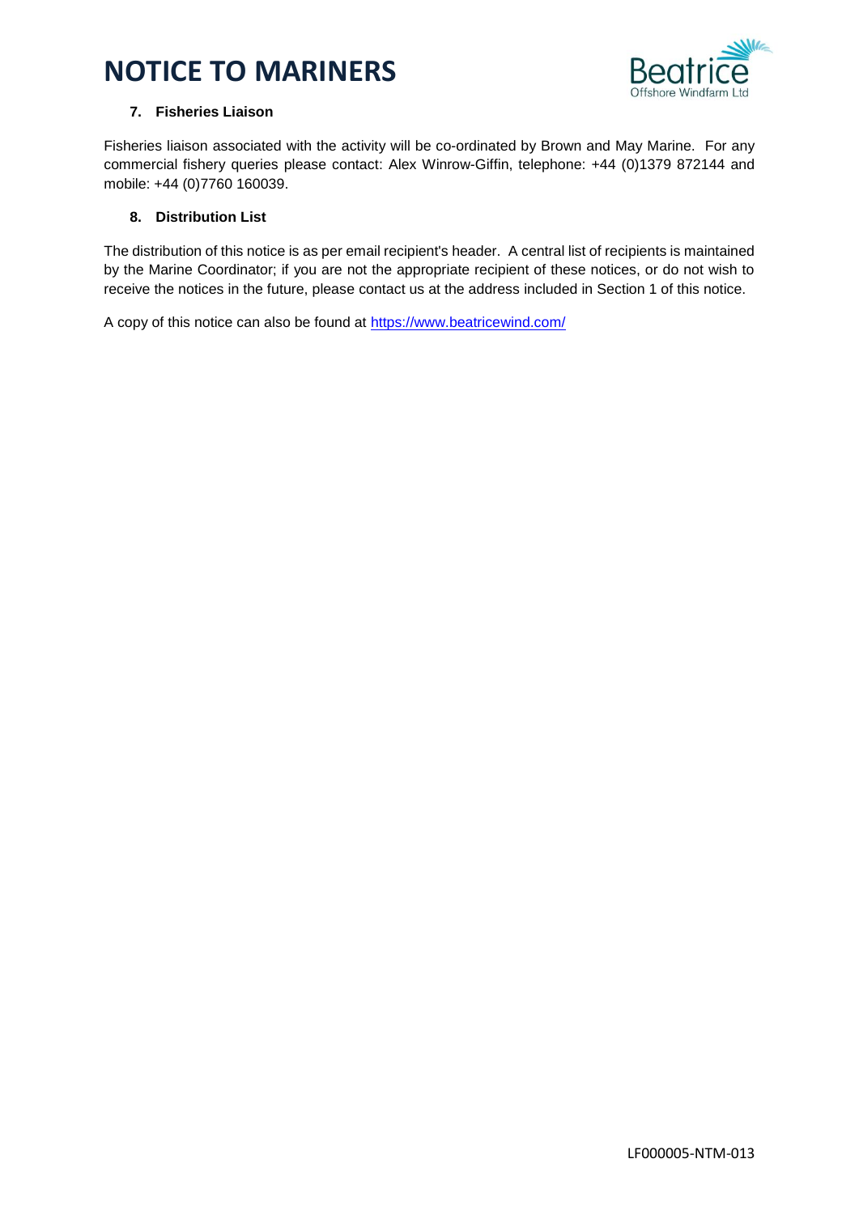## 7. Fisheries Liaison

Fisheries liaison associated with the activity will be co-ordinated by Brown and May Marine. For any commercial fishery queries please contact: Alex Winrow-Giffin, telephone: +44 (0)1379 872144 and mobile: +44 (0)7760 160039.

## 8. Distribution List

The distribution of this notice is as per email recipient's header. A central list of recipients is maintained by the Marine Coordinator; if you are not the appropriate recipient of these notices, or do not wish to receive the notices in the future, please contact us at the address included in Section 1 of this notice.

A copy of this notice can also be found at https://www.beatricewind.com/